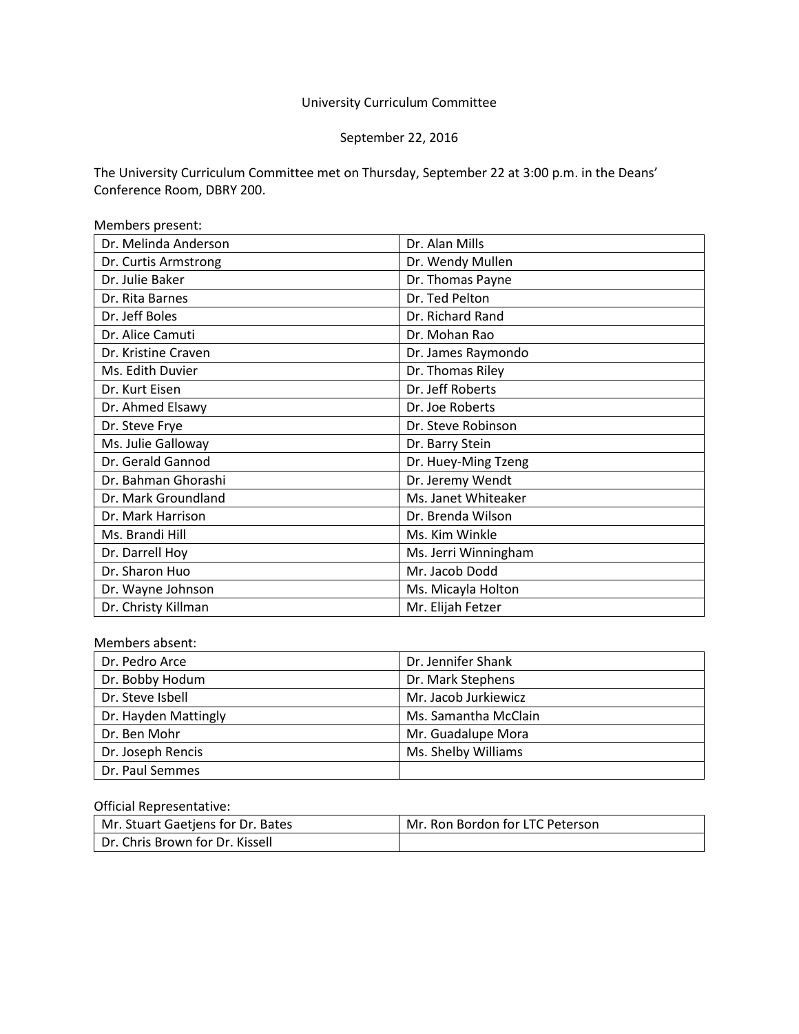University Curriculum Committee

September 22, 2016

The University Curriculum Committee met on Thursday, September 22 at 3:00 p.m. in the Deans' Conference Room, DBRY 200.

Members present:

| | |
|---|---|
| Dr. Melinda Anderson | Dr. Alan Mills |
| Dr. Curtis Armstrong | Dr. Wendy Mullen |
| Dr. Julie Baker | Dr. Thomas Payne |
| Dr. Rita Barnes | Dr. Ted Pelton |
| Dr. Jeff Boles | Dr. Richard Rand |
| Dr. Alice Camuti | Dr. Mohan Rao |
| Dr. Kristine Craven | Dr. James Raymondo |
| Ms. Edith Duvier | Dr. Thomas Riley |
| Dr. Kurt Eisen | Dr. Jeff Roberts |
| Dr. Ahmed Elsawy | Dr. Joe Roberts |
| Dr. Steve Frye | Dr. Steve Robinson |
| Ms. Julie Galloway | Dr. Barry Stein |
| Dr. Gerald Gannod | Dr. Huey-Ming Tzeng |
| Dr. Bahman Ghorashi | Dr. Jeremy Wendt |
| Dr. Mark Groundland | Ms. Janet Whiteaker |
| Dr. Mark Harrison | Dr. Brenda Wilson |
| Ms. Brandi Hill | Ms. Kim Winkle |
| Dr. Darrell Hoy | Ms. Jerri Winningham |
| Dr. Sharon Huo | Mr. Jacob Dodd |
| Dr. Wayne Johnson | Ms. Micayla Holton |
| Dr. Christy Killman | Mr. Elijah Fetzer |

Members absent:

| | |
|---|---|
| Dr. Pedro Arce | Dr. Jennifer Shank |
| Dr. Bobby Hodum | Dr. Mark Stephens |
| Dr. Steve Isbell | Mr. Jacob Jurkiewicz |
| Dr. Hayden Mattingly | Ms. Samantha McClain |
| Dr. Ben Mohr | Mr. Guadalupe Mora |
| Dr. Joseph Rencis | Ms. Shelby Williams |
| Dr. Paul Semmes | |

Official Representative:

| | |
|---|---|
| Mr. Stuart Gaetjens for Dr. Bates | Mr. Ron Bordon for LTC Peterson |
| Dr. Chris Brown for Dr. Kissell | |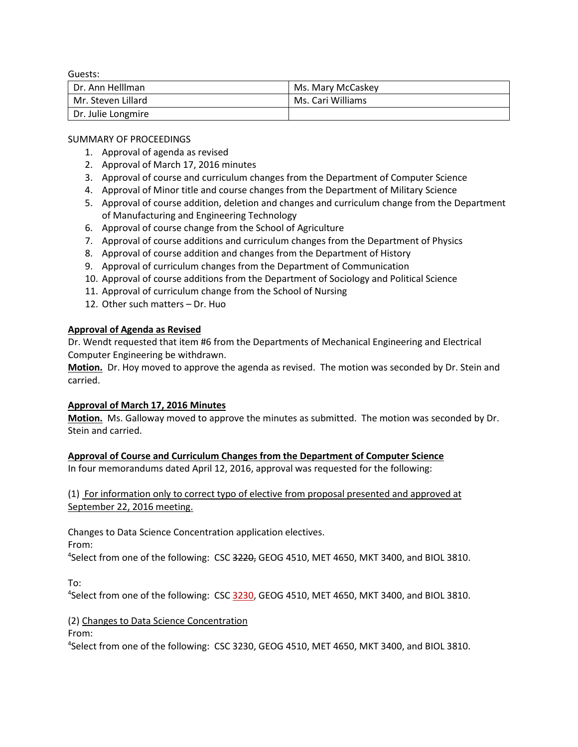Guests:

| Dr. Ann Helllman | Ms. Mary McCaskey |
|---|---|
| Mr. Steven Lillard | Ms. Cari Williams |
| Dr. Julie Longmire | |

SUMMARY OF PROCEEDINGS

1. Approval of agenda as revised
2. Approval of March 17, 2016 minutes
3. Approval of course and curriculum changes from the Department of Computer Science
4. Approval of Minor title and course changes from the Department of Military Science
5. Approval of course addition, deletion and changes and curriculum change from the Department of Manufacturing and Engineering Technology
6. Approval of course change from the School of Agriculture
7. Approval of course additions and curriculum changes from the Department of Physics
8. Approval of course addition and changes from the Department of History
9. Approval of curriculum changes from the Department of Communication
10. Approval of course additions from the Department of Sociology and Political Science
11. Approval of curriculum change from the School of Nursing
12. Other such matters – Dr. Huo

**Approval of Agenda as Revised**

Dr. Wendt requested that item #6 from the Departments of Mechanical Engineering and Electrical Computer Engineering be withdrawn.

**Motion.** Dr. Hoy moved to approve the agenda as revised. The motion was seconded by Dr. Stein and carried.

**Approval of March 17, 2016 Minutes**

**Motion.** Ms. Galloway moved to approve the minutes as submitted. The motion was seconded by Dr. Stein and carried.

**Approval of Course and Curriculum Changes from the Department of Computer Science**

In four memorandums dated April 12, 2016, approval was requested for the following:

(1) For information only to correct typo of elective from proposal presented and approved at September 22, 2016 meeting.

Changes to Data Science Concentration application electives.

From:

[4]Select from one of the following: CSC ~~3220,~~ GEOG 4510, MET 4650, MKT 3400, and BIOL 3810.

To:

[4]Select from one of the following: CSC 3230, GEOG 4510, MET 4650, MKT 3400, and BIOL 3810.

(2) Changes to Data Science Concentration

From:

[4]Select from one of the following: CSC 3230, GEOG 4510, MET 4650, MKT 3400, and BIOL 3810.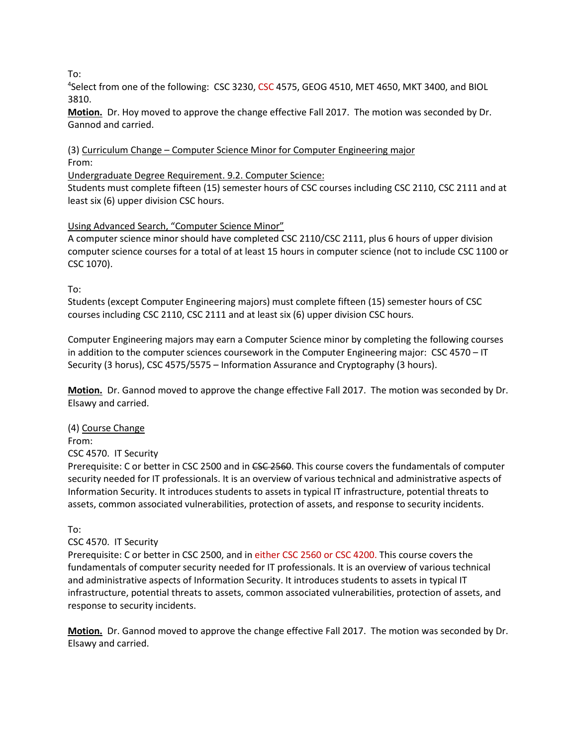To:
[4]Select from one of the following: CSC 3230, CSC 4575, GEOG 4510, MET 4650, MKT 3400, and BIOL 3810.

**Motion.** Dr. Hoy moved to approve the change effective Fall 2017. The motion was seconded by Dr. Gannod and carried.

(3) Curriculum Change – Computer Science Minor for Computer Engineering major

From:

Undergraduate Degree Requirement. 9.2. Computer Science:

Students must complete fifteen (15) semester hours of CSC courses including CSC 2110, CSC 2111 and at least six (6) upper division CSC hours.

Using Advanced Search, "Computer Science Minor"

A computer science minor should have completed CSC 2110/CSC 2111, plus 6 hours of upper division computer science courses for a total of at least 15 hours in computer science (not to include CSC 1100 or CSC 1070).

To:

Students (except Computer Engineering majors) must complete fifteen (15) semester hours of CSC courses including CSC 2110, CSC 2111 and at least six (6) upper division CSC hours.

Computer Engineering majors may earn a Computer Science minor by completing the following courses in addition to the computer sciences coursework in the Computer Engineering major: CSC 4570 – IT Security (3 horus), CSC 4575/5575 – Information Assurance and Cryptography (3 hours).

**Motion.** Dr. Gannod moved to approve the change effective Fall 2017. The motion was seconded by Dr. Elsawy and carried.

(4) Course Change

From:

CSC 4570. IT Security

Prerequisite: C or better in CSC 2500 and in ~~CSC 2560~~. This course covers the fundamentals of computer security needed for IT professionals. It is an overview of various technical and administrative aspects of Information Security. It introduces students to assets in typical IT infrastructure, potential threats to assets, common associated vulnerabilities, protection of assets, and response to security incidents.

To:

CSC 4570. IT Security

Prerequisite: C or better in CSC 2500, and in either CSC 2560 or CSC 4200. This course covers the fundamentals of computer security needed for IT professionals. It is an overview of various technical and administrative aspects of Information Security. It introduces students to assets in typical IT infrastructure, potential threats to assets, common associated vulnerabilities, protection of assets, and response to security incidents.

**Motion.** Dr. Gannod moved to approve the change effective Fall 2017. The motion was seconded by Dr. Elsawy and carried.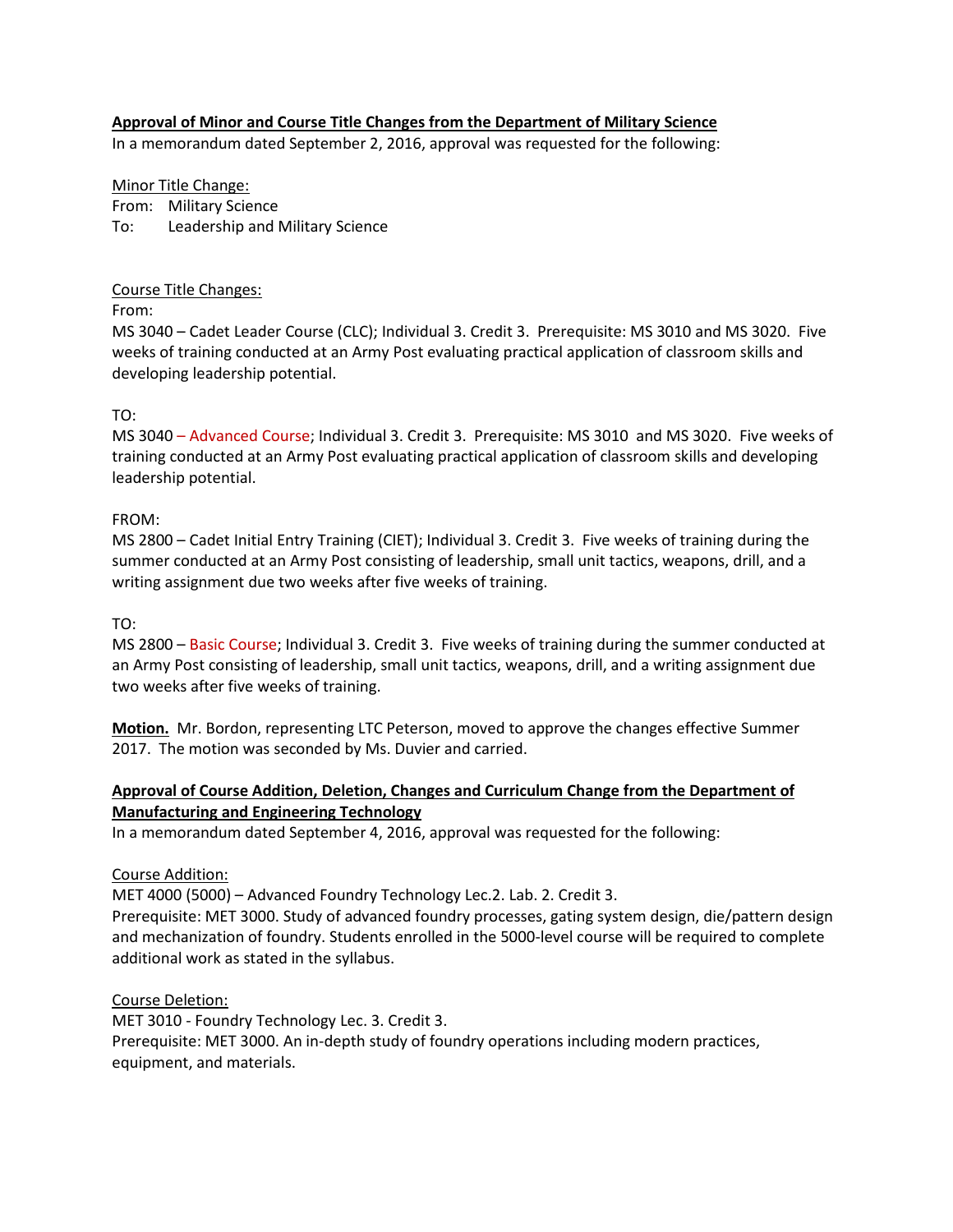**Approval of Minor and Course Title Changes from the Department of Military Science**

In a memorandum dated September 2, 2016, approval was requested for the following:

Minor Title Change:

From: Military Science

To: Leadership and Military Science

Course Title Changes:

From:

MS 3040 – Cadet Leader Course (CLC); Individual 3. Credit 3. Prerequisite: MS 3010 and MS 3020. Five weeks of training conducted at an Army Post evaluating practical application of classroom skills and developing leadership potential.

TO:

MS 3040 – Advanced Course; Individual 3. Credit 3. Prerequisite: MS 3010 and MS 3020. Five weeks of training conducted at an Army Post evaluating practical application of classroom skills and developing leadership potential.

FROM:

MS 2800 – Cadet Initial Entry Training (CIET); Individual 3. Credit 3. Five weeks of training during the summer conducted at an Army Post consisting of leadership, small unit tactics, weapons, drill, and a writing assignment due two weeks after five weeks of training.

TO:

MS 2800 – Basic Course; Individual 3. Credit 3. Five weeks of training during the summer conducted at an Army Post consisting of leadership, small unit tactics, weapons, drill, and a writing assignment due two weeks after five weeks of training.

**Motion.** Mr. Bordon, representing LTC Peterson, moved to approve the changes effective Summer 2017. The motion was seconded by Ms. Duvier and carried.

**Approval of Course Addition, Deletion, Changes and Curriculum Change from the Department of Manufacturing and Engineering Technology**

In a memorandum dated September 4, 2016, approval was requested for the following:

Course Addition:

MET 4000 (5000) – Advanced Foundry Technology Lec.2. Lab. 2. Credit 3.
Prerequisite: MET 3000. Study of advanced foundry processes, gating system design, die/pattern design and mechanization of foundry. Students enrolled in the 5000-level course will be required to complete additional work as stated in the syllabus.

Course Deletion:

MET 3010 - Foundry Technology Lec. 3. Credit 3.
Prerequisite: MET 3000. An in-depth study of foundry operations including modern practices, equipment, and materials.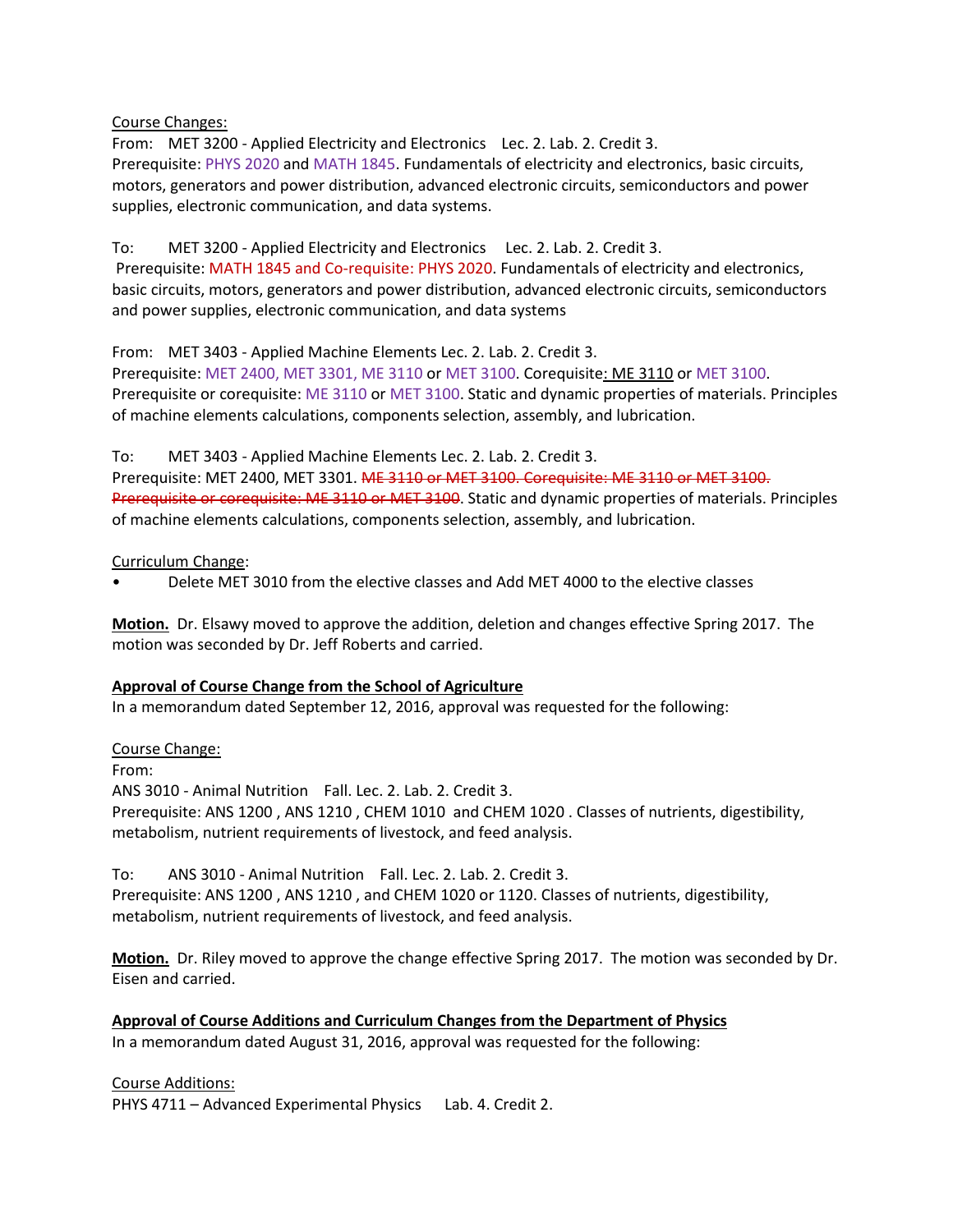Course Changes:

From: MET 3200 - Applied Electricity and Electronics Lec. 2. Lab. 2. Credit 3.
Prerequisite: PHYS 2020 and MATH 1845. Fundamentals of electricity and electronics, basic circuits, motors, generators and power distribution, advanced electronic circuits, semiconductors and power supplies, electronic communication, and data systems.

To: MET 3200 - Applied Electricity and Electronics Lec. 2. Lab. 2. Credit 3.
Prerequisite: MATH 1845 and Co-requisite: PHYS 2020. Fundamentals of electricity and electronics, basic circuits, motors, generators and power distribution, advanced electronic circuits, semiconductors and power supplies, electronic communication, and data systems

From: MET 3403 - Applied Machine Elements Lec. 2. Lab. 2. Credit 3.
Prerequisite: MET 2400, MET 3301, ME 3110 or MET 3100. Corequisite: ME 3110 or MET 3100. Prerequisite or corequisite: ME 3110 or MET 3100. Static and dynamic properties of materials. Principles of machine elements calculations, components selection, assembly, and lubrication.

To: MET 3403 - Applied Machine Elements Lec. 2. Lab. 2. Credit 3.
Prerequisite: MET 2400, MET 3301. ~~ME 3110 or MET 3100. Corequisite: ME 3110 or MET 3100. Prerequisite or corequisite: ME 3110 or MET 3100~~. Static and dynamic properties of materials. Principles of machine elements calculations, components selection, assembly, and lubrication.

Curriculum Change:

- Delete MET 3010 from the elective classes and Add MET 4000 to the elective classes

**Motion.** Dr. Elsawy moved to approve the addition, deletion and changes effective Spring 2017. The motion was seconded by Dr. Jeff Roberts and carried.

**Approval of Course Change from the School of Agriculture**

In a memorandum dated September 12, 2016, approval was requested for the following:

Course Change:

From:
ANS 3010 - Animal Nutrition Fall. Lec. 2. Lab. 2. Credit 3.
Prerequisite: ANS 1200 , ANS 1210 , CHEM 1010 and CHEM 1020 . Classes of nutrients, digestibility, metabolism, nutrient requirements of livestock, and feed analysis.

To: ANS 3010 - Animal Nutrition Fall. Lec. 2. Lab. 2. Credit 3.
Prerequisite: ANS 1200 , ANS 1210 , and CHEM 1020 or 1120. Classes of nutrients, digestibility, metabolism, nutrient requirements of livestock, and feed analysis.

**Motion.** Dr. Riley moved to approve the change effective Spring 2017. The motion was seconded by Dr. Eisen and carried.

**Approval of Course Additions and Curriculum Changes from the Department of Physics**

In a memorandum dated August 31, 2016, approval was requested for the following:

Course Additions:

PHYS 4711 – Advanced Experimental Physics Lab. 4. Credit 2.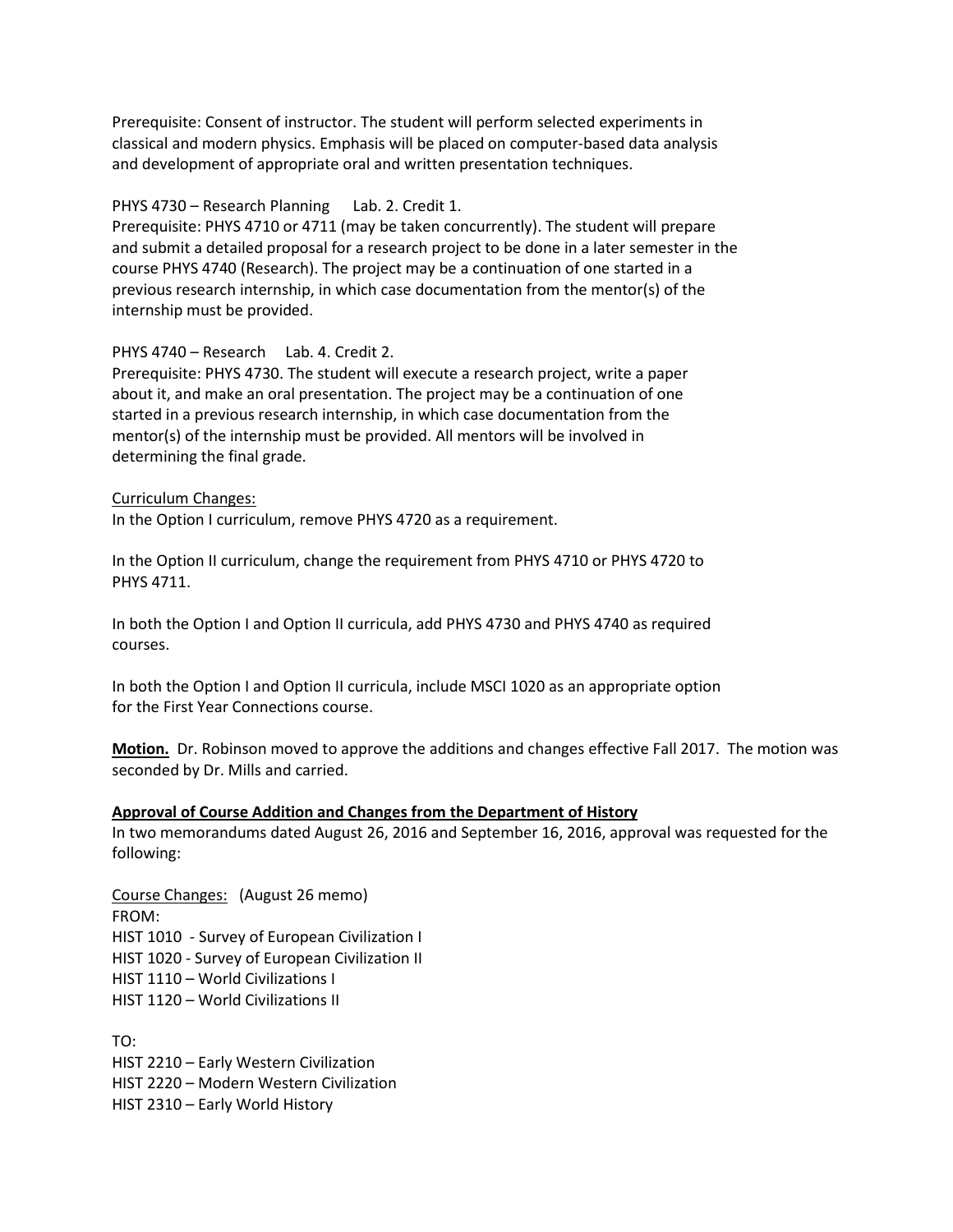Prerequisite: Consent of instructor. The student will perform selected experiments in classical and modern physics. Emphasis will be placed on computer-based data analysis and development of appropriate oral and written presentation techniques.

PHYS 4730 – Research Planning  Lab. 2. Credit 1.
Prerequisite: PHYS 4710 or 4711 (may be taken concurrently). The student will prepare and submit a detailed proposal for a research project to be done in a later semester in the course PHYS 4740 (Research). The project may be a continuation of one started in a previous research internship, in which case documentation from the mentor(s) of the internship must be provided.

PHYS 4740 – Research  Lab. 4. Credit 2.
Prerequisite: PHYS 4730. The student will execute a research project, write a paper about it, and make an oral presentation. The project may be a continuation of one started in a previous research internship, in which case documentation from the mentor(s) of the internship must be provided. All mentors will be involved in determining the final grade.

Curriculum Changes:
In the Option I curriculum, remove PHYS 4720 as a requirement.

In the Option II curriculum, change the requirement from PHYS 4710 or PHYS 4720 to PHYS 4711.

In both the Option I and Option II curricula, add PHYS 4730 and PHYS 4740 as required courses.

In both the Option I and Option II curricula, include MSCI 1020 as an appropriate option for the First Year Connections course.

**Motion.** Dr. Robinson moved to approve the additions and changes effective Fall 2017. The motion was seconded by Dr. Mills and carried.

**Approval of Course Addition and Changes from the Department of History**
In two memorandums dated August 26, 2016 and September 16, 2016, approval was requested for the following:

Course Changes: (August 26 memo)
FROM:
HIST 1010 - Survey of European Civilization I
HIST 1020 - Survey of European Civilization II
HIST 1110 – World Civilizations I
HIST 1120 – World Civilizations II

TO:
HIST 2210 – Early Western Civilization
HIST 2220 – Modern Western Civilization
HIST 2310 – Early World History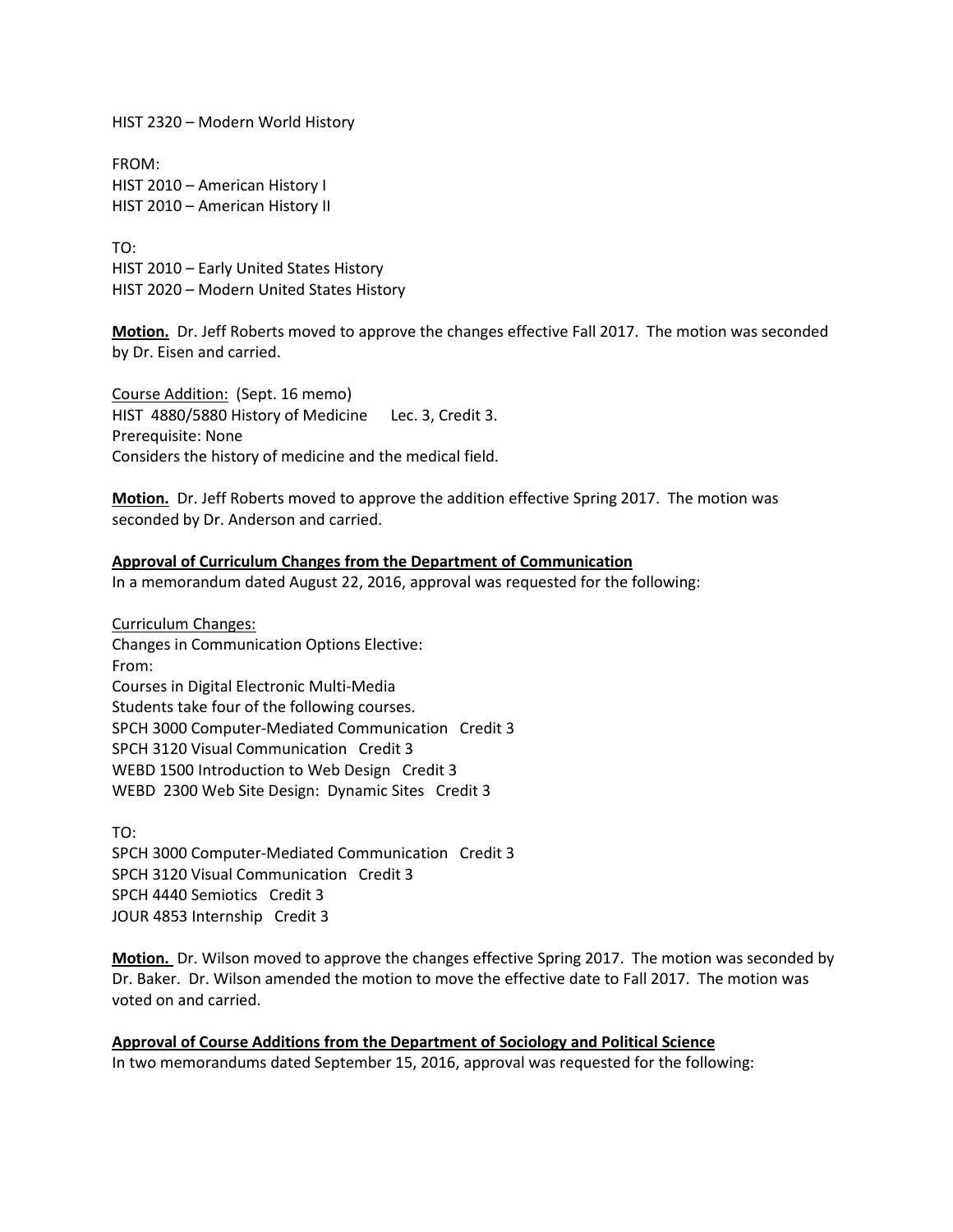HIST 2320 – Modern World History

FROM:
HIST 2010 – American History I
HIST 2010 – American History II

TO:
HIST 2010 – Early United States History
HIST 2020 – Modern United States History

**Motion.** Dr. Jeff Roberts moved to approve the changes effective Fall 2017. The motion was seconded by Dr. Eisen and carried.

Course Addition: (Sept. 16 memo)
HIST 4880/5880 History of Medicine Lec. 3, Credit 3.
Prerequisite: None
Considers the history of medicine and the medical field.

**Motion.** Dr. Jeff Roberts moved to approve the addition effective Spring 2017. The motion was seconded by Dr. Anderson and carried.

**Approval of Curriculum Changes from the Department of Communication**

In a memorandum dated August 22, 2016, approval was requested for the following:

Curriculum Changes:
Changes in Communication Options Elective:
From:
Courses in Digital Electronic Multi-Media
Students take four of the following courses.
SPCH 3000 Computer-Mediated Communication Credit 3
SPCH 3120 Visual Communication Credit 3
WEBD 1500 Introduction to Web Design Credit 3
WEBD 2300 Web Site Design: Dynamic Sites Credit 3

TO:
SPCH 3000 Computer-Mediated Communication Credit 3
SPCH 3120 Visual Communication Credit 3
SPCH 4440 Semiotics Credit 3
JOUR 4853 Internship Credit 3

**Motion.** Dr. Wilson moved to approve the changes effective Spring 2017. The motion was seconded by Dr. Baker. Dr. Wilson amended the motion to move the effective date to Fall 2017. The motion was voted on and carried.

**Approval of Course Additions from the Department of Sociology and Political Science**

In two memorandums dated September 15, 2016, approval was requested for the following: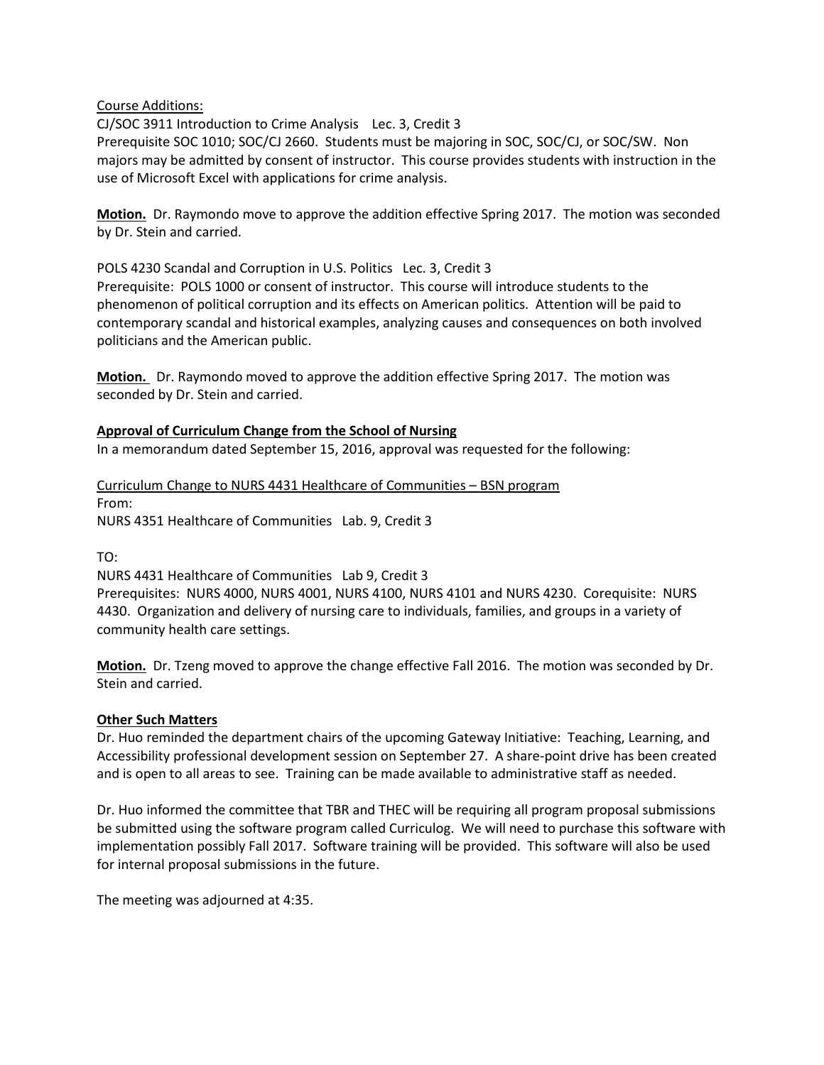Course Additions:

CJ/SOC 3911 Introduction to Crime Analysis Lec. 3, Credit 3

Prerequisite SOC 1010; SOC/CJ 2660. Students must be majoring in SOC, SOC/CJ, or SOC/SW. Non majors may be admitted by consent of instructor. This course provides students with instruction in the use of Microsoft Excel with applications for crime analysis.

**Motion.** Dr. Raymondo move to approve the addition effective Spring 2017. The motion was seconded by Dr. Stein and carried.

POLS 4230 Scandal and Corruption in U.S. Politics Lec. 3, Credit 3

Prerequisite: POLS 1000 or consent of instructor. This course will introduce students to the phenomenon of political corruption and its effects on American politics. Attention will be paid to contemporary scandal and historical examples, analyzing causes and consequences on both involved politicians and the American public.

**Motion.** Dr. Raymondo moved to approve the addition effective Spring 2017. The motion was seconded by Dr. Stein and carried.

**Approval of Curriculum Change from the School of Nursing**

In a memorandum dated September 15, 2016, approval was requested for the following:

Curriculum Change to NURS 4431 Healthcare of Communities – BSN program

From:

NURS 4351 Healthcare of Communities Lab. 9, Credit 3

TO:

NURS 4431 Healthcare of Communities Lab 9, Credit 3

Prerequisites: NURS 4000, NURS 4001, NURS 4100, NURS 4101 and NURS 4230. Corequisite: NURS 4430. Organization and delivery of nursing care to individuals, families, and groups in a variety of community health care settings.

**Motion.** Dr. Tzeng moved to approve the change effective Fall 2016. The motion was seconded by Dr. Stein and carried.

**Other Such Matters**

Dr. Huo reminded the department chairs of the upcoming Gateway Initiative: Teaching, Learning, and Accessibility professional development session on September 27. A share-point drive has been created and is open to all areas to see. Training can be made available to administrative staff as needed.

Dr. Huo informed the committee that TBR and THEC will be requiring all program proposal submissions be submitted using the software program called Curriculog. We will need to purchase this software with implementation possibly Fall 2017. Software training will be provided. This software will also be used for internal proposal submissions in the future.

The meeting was adjourned at 4:35.